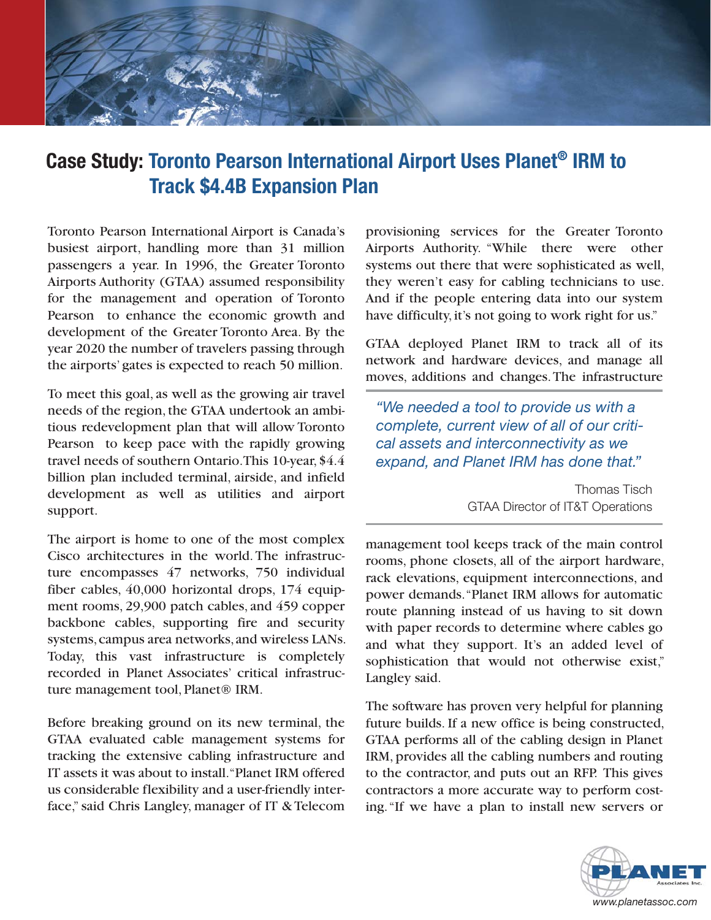# Case Study: Toronto Pearson International Airport Uses Planet® IRM to Track $4.4B Expansion Plan

Toronto Pearson International Airport is Canada's busiest airport, handling more than 31 million passengers a year. In 1996, the Greater Toronto Airports Authority (GTAA) assumed responsibility for the management and operation of Toronto Pearson to enhance the economic growth and development of the Greater Toronto Area. By the year 2020 the number of travelers passing through the airports' gates is expected to reach 50 million.

To meet this goal, as well as the growing air travel needs of the region, the GTAA undertook an ambitious redevelopment plan that will allow Toronto Pearson to keep pace with the rapidly growing travel needs of southern Ontario. This 10-year, $4.4 billion plan included terminal, airside, and infield development as well as utilities and airport support.

The airport is home to one of the most complex Cisco architectures in the world. The infrastructure encompasses 47 networks, 750 individual fiber cables, 40,000 horizontal drops, 174 equipment rooms, 29,900 patch cables, and 459 copper backbone cables, supporting fire and security systems, campus area networks, and wireless LANs. Today, this vast infrastructure is completely recorded in Planet Associates' critical infrastructure management tool, Planet® IRM.

Before breaking ground on its new terminal, the GTAA evaluated cable management systems for tracking the extensive cabling infrastructure and IT assets it was about to install. "Planet IRM offered us considerable flexibility and a user-friendly interface," said Chris Langley, manager of IT & Telecom provisioning services for the Greater Toronto Airports Authority. "While there were other systems out there that were sophisticated as well, they weren't easy for cabling technicians to use. And if the people entering data into our system have difficulty, it's not going to work right for us."

GTAA deployed Planet IRM to track all of its network and hardware devices, and manage all moves, additions and changes. The infrastructure management tool keeps track of the main control rooms, phone closets, all of the airport hardware, rack elevations, equipment interconnections, and power demands. "Planet IRM allows for automatic route planning instead of us having to sit down with paper records to determine where cables go and what they support. It's an added level of sophistication that would not otherwise exist," Langley said.

> *"We needed a tool to provide us with a complete, current view of all of our critical assets and interconnectivity as we expand, and Planet IRM has done that."*
>
> Thomas Tisch
> GTAA Director of IT&T Operations

The software has proven very helpful for planning future builds. If a new office is being constructed, GTAA performs all of the cabling design in Planet IRM, provides all the cabling numbers and routing to the contractor, and puts out an RFP. This gives contractors a more accurate way to perform costing. "If we have a plan to install new servers or

PLANET Associates Inc.
www.planetassoc.com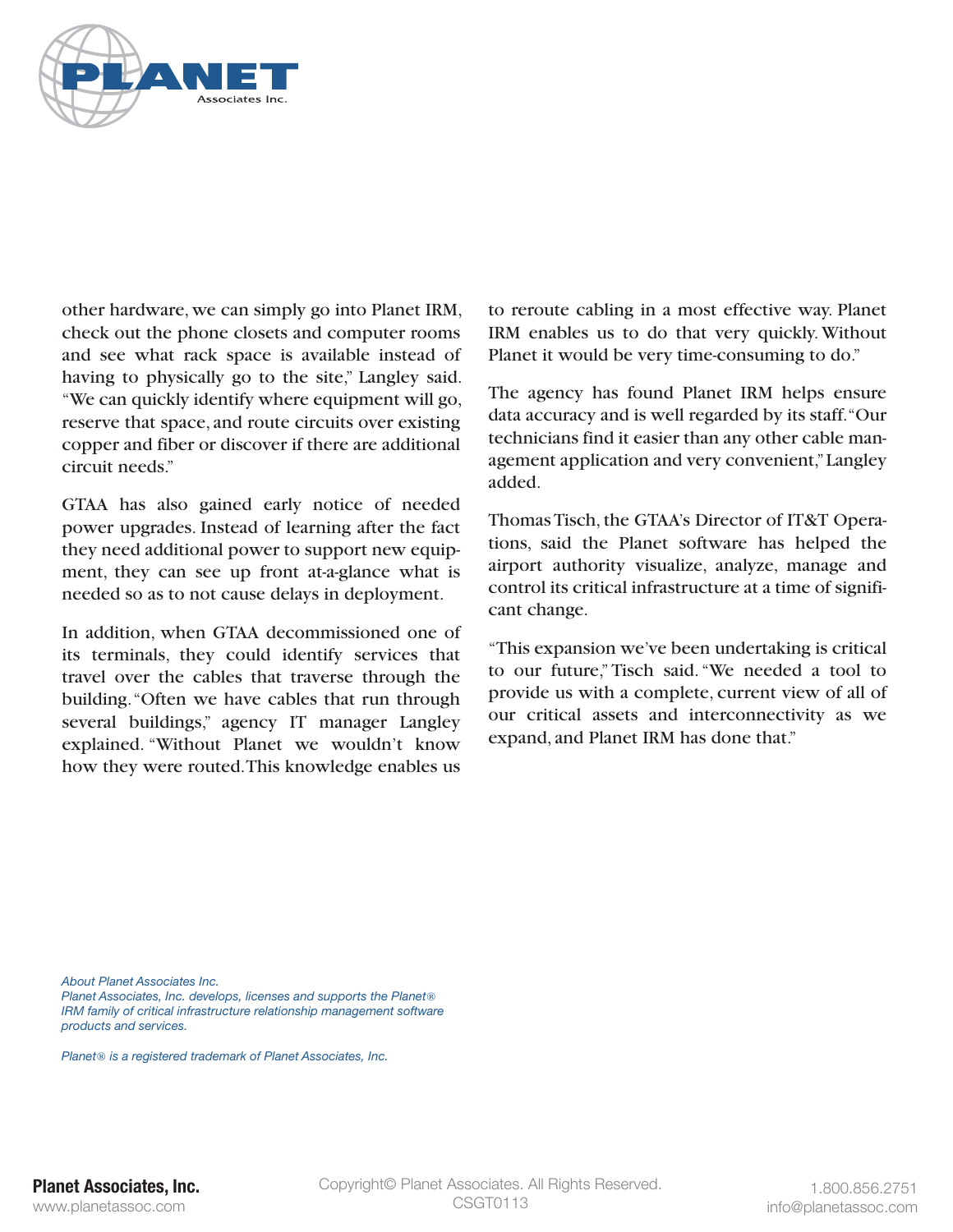other hardware, we can simply go into Planet IRM, check out the phone closets and computer rooms and see what rack space is available instead of having to physically go to the site," Langley said. "We can quickly identify where equipment will go, reserve that space, and route circuits over existing copper and fiber or discover if there are additional circuit needs."

GTAA has also gained early notice of needed power upgrades. Instead of learning after the fact they need additional power to support new equipment, they can see up front at-a-glance what is needed so as to not cause delays in deployment.

In addition, when GTAA decommissioned one of its terminals, they could identify services that travel over the cables that traverse through the building. "Often we have cables that run through several buildings," agency IT manager Langley explained. "Without Planet we wouldn't know how they were routed. This knowledge enables us to reroute cabling in a most effective way. Planet IRM enables us to do that very quickly. Without Planet it would be very time-consuming to do."

The agency has found Planet IRM helps ensure data accuracy and is well regarded by its staff. "Our technicians find it easier than any other cable management application and very convenient," Langley added.

Thomas Tisch, the GTAA's Director of IT&T Operations, said the Planet software has helped the airport authority visualize, analyze, manage and control its critical infrastructure at a time of significant change.

"This expansion we've been undertaking is critical to our future," Tisch said. "We needed a tool to provide us with a complete, current view of all of our critical assets and interconnectivity as we expand, and Planet IRM has done that."

*About Planet Associates Inc.*
*Planet Associates, Inc. develops, licenses and supports the Planet® IRM family of critical infrastructure relationship management software products and services.*

*Planet® is a registered trademark of Planet Associates, Inc.*

**Planet Associates, Inc.**
www.planetassoc.com

Copyright© Planet Associates. All Rights Reserved.
CSGT0113

1.800.856.2751
info@planetassoc.com